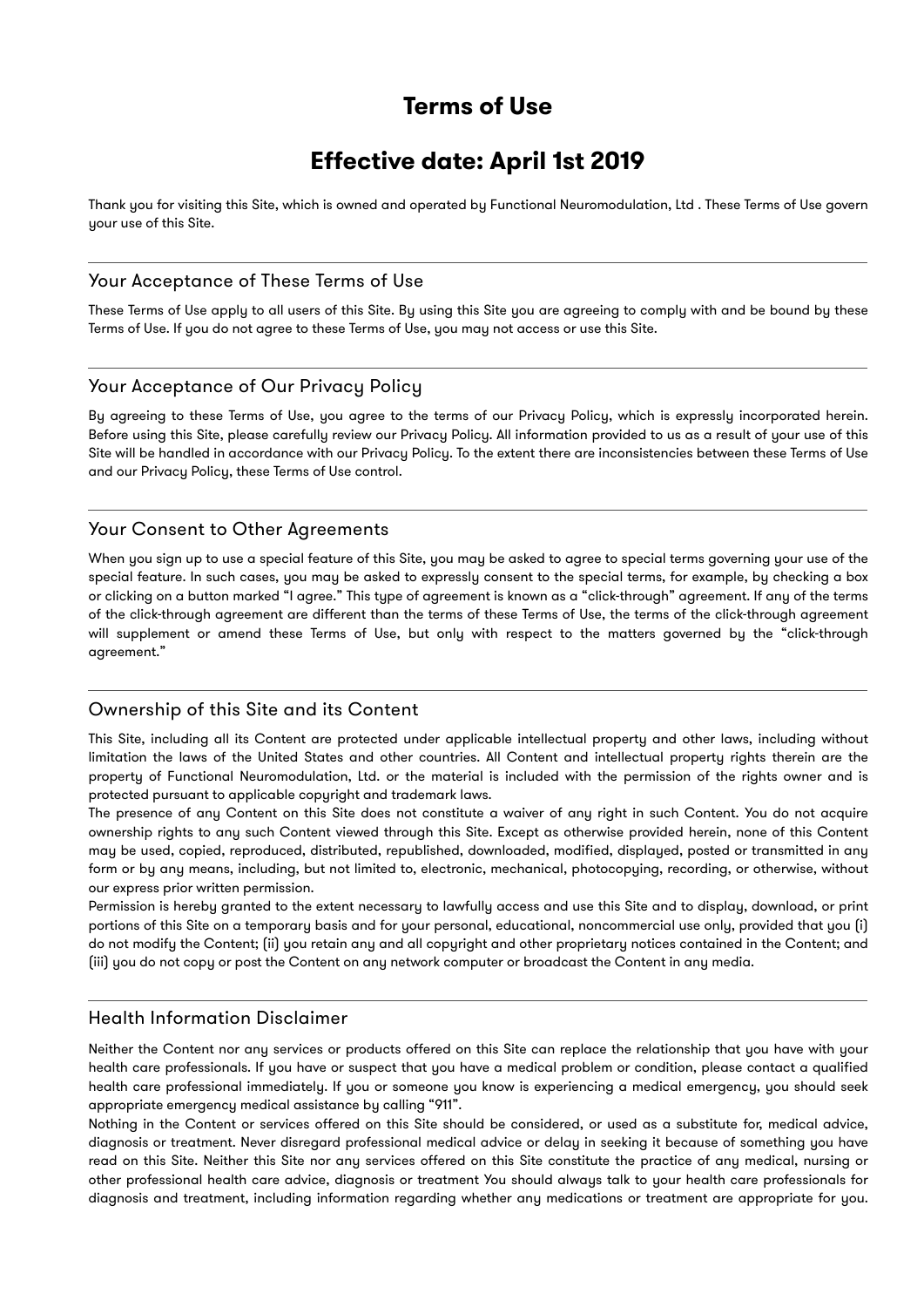# Terms of Use

# Effective date: April 1st 2019

Thank you for visiting this Site, which is owned and operated by Functional Neuromodulation, Ltd . These Terms of Use govern your use of this Site.

## Your Acceptance of These Terms of Use

These Terms of Use apply to all users of this Site. By using this Site you are agreeing to comply with and be bound by these Terms of Use. If you do not agree to these Terms of Use, you may not access or use this Site.

## Your Acceptance of Our Privacy Policy

By agreeing to these Terms of Use, you agree to the terms of our Privacy Policy, which is expressly incorporated herein. Before using this Site, please carefully review our Privacy Policy. All information provided to us as a result of your use of this Site will be handled in accordance with our Privacy Policy. To the extent there are inconsistencies between these Terms of Use and our Privacy Policy, these Terms of Use control.

## Your Consent to Other Agreements

When you sign up to use a special feature of this Site, you may be asked to agree to special terms governing your use of the special feature. In such cases, you may be asked to expressly consent to the special terms, for example, by checking a box or clicking on a button marked "I agree." This type of agreement is known as a "click-through" agreement. If any of the terms of the click-through agreement are different than the terms of these Terms of Use, the terms of the click-through agreement will supplement or amend these Terms of Use, but only with respect to the matters governed by the "click-through agreement."

## Ownership of this Site and its Content

This Site, including all its Content are protected under applicable intellectual property and other laws, including without limitation the laws of the United States and other countries. All Content and intellectual property rights therein are the property of Functional Neuromodulation, Ltd. or the material is included with the permission of the rights owner and is protected pursuant to applicable copyright and trademark laws.

The presence of any Content on this Site does not constitute a waiver of any right in such Content. You do not acquire ownership rights to any such Content viewed through this Site. Except as otherwise provided herein, none of this Content may be used, copied, reproduced, distributed, republished, downloaded, modified, displayed, posted or transmitted in any form or by any means, including, but not limited to, electronic, mechanical, photocopying, recording, or otherwise, without our express prior written permission.

Permission is hereby granted to the extent necessary to lawfully access and use this Site and to display, download, or print portions of this Site on a temporary basis and for your personal, educational, noncommercial use only, provided that you (i) do not modify the Content; (ii) you retain any and all copyright and other proprietary notices contained in the Content; and (iii) you do not copy or post the Content on any network computer or broadcast the Content in any media.

## Health Information Disclaimer

Neither the Content nor any services or products offered on this Site can replace the relationship that you have with your health care professionals. If you have or suspect that you have a medical problem or condition, please contact a qualified health care professional immediately. If you or someone you know is experiencing a medical emergency, you should seek appropriate emergency medical assistance by calling "911".

Nothing in the Content or services offered on this Site should be considered, or used as a substitute for, medical advice, diagnosis or treatment. Never disregard professional medical advice or delay in seeking it because of something you have read on this Site. Neither this Site nor any services offered on this Site constitute the practice of any medical, nursing or other professional health care advice, diagnosis or treatment You should always talk to your health care professionals for diagnosis and treatment, including information regarding whether any medications or treatment are appropriate for you.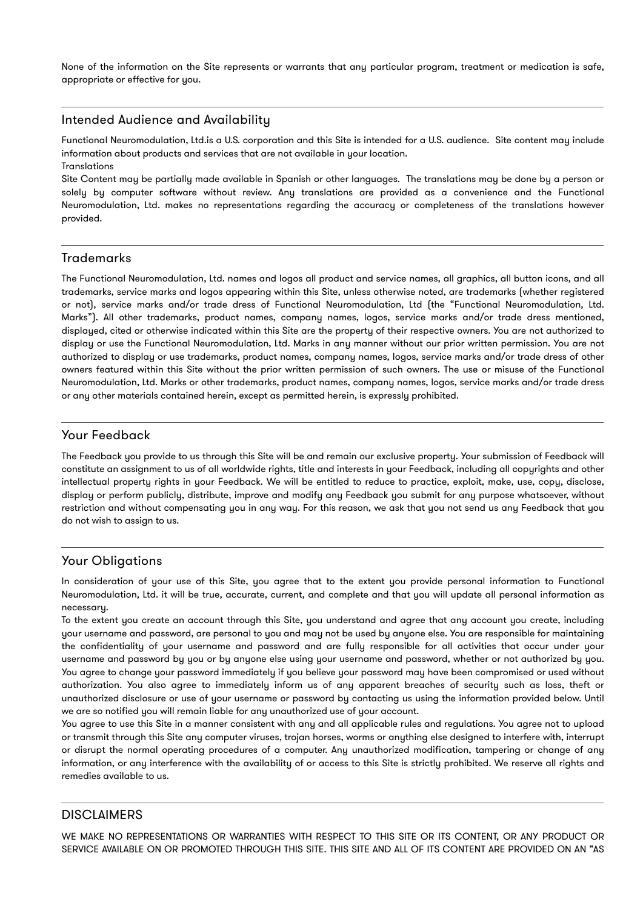None of the information on the Site represents or warrants that any particular program, treatment or medication is safe, appropriate or effective for you.

## Intended Audience and Availability

Functional Neuromodulation, Ltd.is a U.S. corporation and this Site is intended for a U.S. audience.  Site content may include information about products and services that are not available in your location.

Translations

Site Content may be partially made available in Spanish or other languages.  The translations may be done by a person or solely by computer software without review. Any translations are provided as a convenience and the Functional Neuromodulation, Ltd. makes no representations regarding the accuracy or completeness of the translations however provided.

## Trademarks

The Functional Neuromodulation, Ltd. names and logos all product and service names, all graphics, all button icons, and all trademarks, service marks and logos appearing within this Site, unless otherwise noted, are trademarks (whether registered or not), service marks and/or trade dress of Functional Neuromodulation, Ltd (the "Functional Neuromodulation, Ltd. Marks"). All other trademarks, product names, company names, logos, service marks and/or trade dress mentioned, displayed, cited or otherwise indicated within this Site are the property of their respective owners. You are not authorized to display or use the Functional Neuromodulation, Ltd. Marks in any manner without our prior written permission. You are not authorized to display or use trademarks, product names, company names, logos, service marks and/or trade dress of other owners featured within this Site without the prior written permission of such owners. The use or misuse of the Functional Neuromodulation, Ltd. Marks or other trademarks, product names, company names, logos, service marks and/or trade dress or any other materials contained herein, except as permitted herein, is expressly prohibited.

## Your Feedback

The Feedback you provide to us through this Site will be and remain our exclusive property. Your submission of Feedback will constitute an assignment to us of all worldwide rights, title and interests in your Feedback, including all copyrights and other intellectual property rights in your Feedback. We will be entitled to reduce to practice, exploit, make, use, copy, disclose, display or perform publicly, distribute, improve and modify any Feedback you submit for any purpose whatsoever, without restriction and without compensating you in any way. For this reason, we ask that you not send us any Feedback that you do not wish to assign to us.

## Your Obligations

In consideration of your use of this Site, you agree that to the extent you provide personal information to Functional Neuromodulation, Ltd. it will be true, accurate, current, and complete and that you will update all personal information as necessary.

To the extent you create an account through this Site, you understand and agree that any account you create, including your username and password, are personal to you and may not be used by anyone else. You are responsible for maintaining the confidentiality of your username and password and are fully responsible for all activities that occur under your username and password by you or by anyone else using your username and password, whether or not authorized by you. You agree to change your password immediately if you believe your password may have been compromised or used without authorization. You also agree to immediately inform us of any apparent breaches of security such as loss, theft or unauthorized disclosure or use of your username or password by contacting us using the information provided below. Until we are so notified you will remain liable for any unauthorized use of your account.

You agree to use this Site in a manner consistent with any and all applicable rules and regulations. You agree not to upload or transmit through this Site any computer viruses, trojan horses, worms or anything else designed to interfere with, interrupt or disrupt the normal operating procedures of a computer. Any unauthorized modification, tampering or change of any information, or any interference with the availability of or access to this Site is strictly prohibited. We reserve all rights and remedies available to us.

## DISCLAIMERS

WE MAKE NO REPRESENTATIONS OR WARRANTIES WITH RESPECT TO THIS SITE OR ITS CONTENT, OR ANY PRODUCT OR SERVICE AVAILABLE ON OR PROMOTED THROUGH THIS SITE. THIS SITE AND ALL OF ITS CONTENT ARE PROVIDED ON AN "AS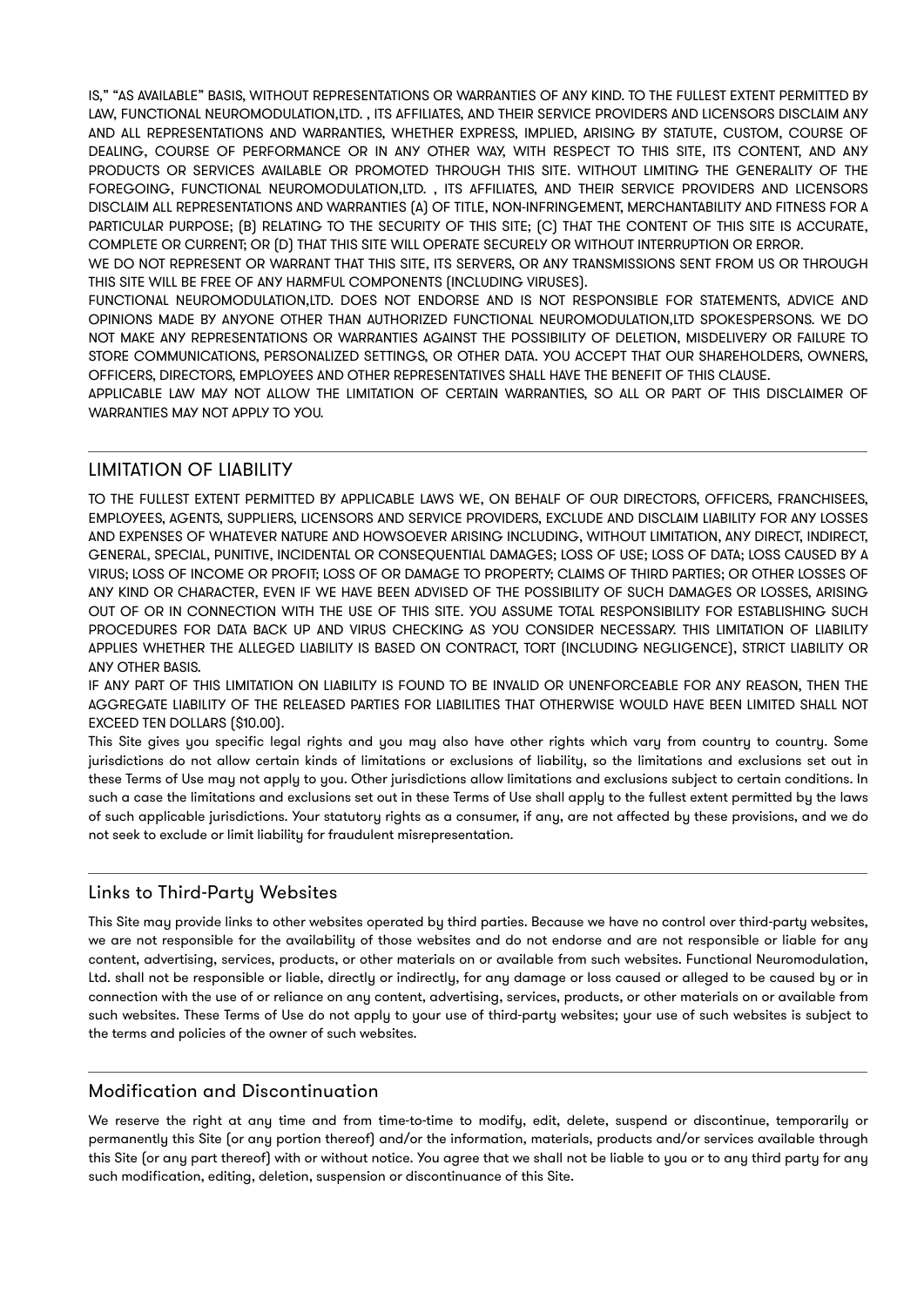IS," "AS AVAILABLE" BASIS, WITHOUT REPRESENTATIONS OR WARRANTIES OF ANY KIND. TO THE FULLEST EXTENT PERMITTED BY LAW, FUNCTIONAL NEUROMODULATION,LTD. , ITS AFFILIATES, AND THEIR SERVICE PROVIDERS AND LICENSORS DISCLAIM ANY AND ALL REPRESENTATIONS AND WARRANTIES, WHETHER EXPRESS, IMPLIED, ARISING BY STATUTE, CUSTOM, COURSE OF DEALING, COURSE OF PERFORMANCE OR IN ANY OTHER WAY, WITH RESPECT TO THIS SITE, ITS CONTENT, AND ANY PRODUCTS OR SERVICES AVAILABLE OR PROMOTED THROUGH THIS SITE. WITHOUT LIMITING THE GENERALITY OF THE FOREGOING, FUNCTIONAL NEUROMODULATION,LTD. , ITS AFFILIATES, AND THEIR SERVICE PROVIDERS AND LICENSORS DISCLAIM ALL REPRESENTATIONS AND WARRANTIES (A) OF TITLE, NON-INFRINGEMENT, MERCHANTABILITY AND FITNESS FOR A PARTICULAR PURPOSE; (B) RELATING TO THE SECURITY OF THIS SITE; (C) THAT THE CONTENT OF THIS SITE IS ACCURATE, COMPLETE OR CURRENT; OR (D) THAT THIS SITE WILL OPERATE SECURELY OR WITHOUT INTERRUPTION OR ERROR.

WE DO NOT REPRESENT OR WARRANT THAT THIS SITE, ITS SERVERS, OR ANY TRANSMISSIONS SENT FROM US OR THROUGH THIS SITE WILL BE FREE OF ANY HARMFUL COMPONENTS (INCLUDING VIRUSES).

FUNCTIONAL NEUROMODULATION,LTD. DOES NOT ENDORSE AND IS NOT RESPONSIBLE FOR STATEMENTS, ADVICE AND OPINIONS MADE BY ANYONE OTHER THAN AUTHORIZED FUNCTIONAL NEUROMODULATION,LTD SPOKESPERSONS. WE DO NOT MAKE ANY REPRESENTATIONS OR WARRANTIES AGAINST THE POSSIBILITY OF DELETION, MISDELIVERY OR FAILURE TO STORE COMMUNICATIONS, PERSONALIZED SETTINGS, OR OTHER DATA. YOU ACCEPT THAT OUR SHAREHOLDERS, OWNERS, OFFICERS, DIRECTORS, EMPLOYEES AND OTHER REPRESENTATIVES SHALL HAVE THE BENEFIT OF THIS CLAUSE.

APPLICABLE LAW MAY NOT ALLOW THE LIMITATION OF CERTAIN WARRANTIES, SO ALL OR PART OF THIS DISCLAIMER OF WARRANTIES MAY NOT APPLY TO YOU.

## LIMITATION OF LIABILITY

TO THE FULLEST EXTENT PERMITTED BY APPLICABLE LAWS WE, ON BEHALF OF OUR DIRECTORS, OFFICERS, FRANCHISEES, EMPLOYEES, AGENTS, SUPPLIERS, LICENSORS AND SERVICE PROVIDERS, EXCLUDE AND DISCLAIM LIABILITY FOR ANY LOSSES AND EXPENSES OF WHATEVER NATURE AND HOWSOEVER ARISING INCLUDING, WITHOUT LIMITATION, ANY DIRECT, INDIRECT, GENERAL, SPECIAL, PUNITIVE, INCIDENTAL OR CONSEQUENTIAL DAMAGES; LOSS OF USE; LOSS OF DATA; LOSS CAUSED BY A VIRUS; LOSS OF INCOME OR PROFIT; LOSS OF OR DAMAGE TO PROPERTY; CLAIMS OF THIRD PARTIES; OR OTHER LOSSES OF ANY KIND OR CHARACTER, EVEN IF WE HAVE BEEN ADVISED OF THE POSSIBILITY OF SUCH DAMAGES OR LOSSES, ARISING OUT OF OR IN CONNECTION WITH THE USE OF THIS SITE. YOU ASSUME TOTAL RESPONSIBILITY FOR ESTABLISHING SUCH PROCEDURES FOR DATA BACK UP AND VIRUS CHECKING AS YOU CONSIDER NECESSARY. THIS LIMITATION OF LIABILITY APPLIES WHETHER THE ALLEGED LIABILITY IS BASED ON CONTRACT, TORT (INCLUDING NEGLIGENCE), STRICT LIABILITY OR ANY OTHER BASIS.

IF ANY PART OF THIS LIMITATION ON LIABILITY IS FOUND TO BE INVALID OR UNENFORCEABLE FOR ANY REASON, THEN THE AGGREGATE LIABILITY OF THE RELEASED PARTIES FOR LIABILITIES THAT OTHERWISE WOULD HAVE BEEN LIMITED SHALL NOT EXCEED TEN DOLLARS ($10.00).

This Site gives you specific legal rights and you may also have other rights which vary from country to country. Some jurisdictions do not allow certain kinds of limitations or exclusions of liability, so the limitations and exclusions set out in these Terms of Use may not apply to you. Other jurisdictions allow limitations and exclusions subject to certain conditions. In such a case the limitations and exclusions set out in these Terms of Use shall apply to the fullest extent permitted by the laws of such applicable jurisdictions. Your statutory rights as a consumer, if any, are not affected by these provisions, and we do not seek to exclude or limit liability for fraudulent misrepresentation.

## Links to Third-Party Websites

This Site may provide links to other websites operated by third parties. Because we have no control over third-party websites, we are not responsible for the availability of those websites and do not endorse and are not responsible or liable for any content, advertising, services, products, or other materials on or available from such websites. Functional Neuromodulation, Ltd. shall not be responsible or liable, directly or indirectly, for any damage or loss caused or alleged to be caused by or in connection with the use of or reliance on any content, advertising, services, products, or other materials on or available from such websites. These Terms of Use do not apply to your use of third-party websites; your use of such websites is subject to the terms and policies of the owner of such websites.

## Modification and Discontinuation

We reserve the right at any time and from time-to-time to modify, edit, delete, suspend or discontinue, temporarily or permanently this Site (or any portion thereof) and/or the information, materials, products and/or services available through this Site (or any part thereof) with or without notice. You agree that we shall not be liable to you or to any third party for any such modification, editing, deletion, suspension or discontinuance of this Site.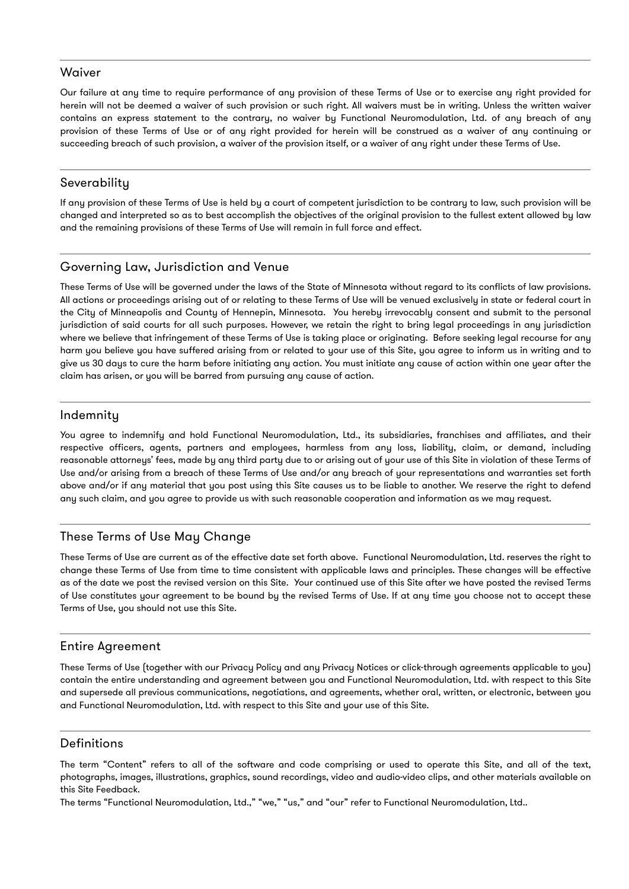## Waiver

Our failure at any time to require performance of any provision of these Terms of Use or to exercise any right provided for herein will not be deemed a waiver of such provision or such right. All waivers must be in writing. Unless the written waiver contains an express statement to the contrary, no waiver by Functional Neuromodulation, Ltd. of any breach of any provision of these Terms of Use or of any right provided for herein will be construed as a waiver of any continuing or succeeding breach of such provision, a waiver of the provision itself, or a waiver of any right under these Terms of Use.

## Severability

If any provision of these Terms of Use is held by a court of competent jurisdiction to be contrary to law, such provision will be changed and interpreted so as to best accomplish the objectives of the original provision to the fullest extent allowed by law and the remaining provisions of these Terms of Use will remain in full force and effect.

## Governing Law, Jurisdiction and Venue

These Terms of Use will be governed under the laws of the State of Minnesota without regard to its conflicts of law provisions. All actions or proceedings arising out of or relating to these Terms of Use will be venued exclusively in state or federal court in the City of Minneapolis and County of Hennepin, Minnesota. You hereby irrevocably consent and submit to the personal jurisdiction of said courts for all such purposes. However, we retain the right to bring legal proceedings in any jurisdiction where we believe that infringement of these Terms of Use is taking place or originating. Before seeking legal recourse for any harm you believe you have suffered arising from or related to your use of this Site, you agree to inform us in writing and to give us 30 days to cure the harm before initiating any action. You must initiate any cause of action within one year after the claim has arisen, or you will be barred from pursuing any cause of action.

## Indemnity

You agree to indemnify and hold Functional Neuromodulation, Ltd., its subsidiaries, franchises and affiliates, and their respective officers, agents, partners and employees, harmless from any loss, liability, claim, or demand, including reasonable attorneys' fees, made by any third party due to or arising out of your use of this Site in violation of these Terms of Use and/or arising from a breach of these Terms of Use and/or any breach of your representations and warranties set forth above and/or if any material that you post using this Site causes us to be liable to another. We reserve the right to defend any such claim, and you agree to provide us with such reasonable cooperation and information as we may request.

## These Terms of Use May Change

These Terms of Use are current as of the effective date set forth above. Functional Neuromodulation, Ltd. reserves the right to change these Terms of Use from time to time consistent with applicable laws and principles. These changes will be effective as of the date we post the revised version on this Site. Your continued use of this Site after we have posted the revised Terms of Use constitutes your agreement to be bound by the revised Terms of Use. If at any time you choose not to accept these Terms of Use, you should not use this Site.

## Entire Agreement

These Terms of Use (together with our Privacy Policy and any Privacy Notices or click-through agreements applicable to you) contain the entire understanding and agreement between you and Functional Neuromodulation, Ltd. with respect to this Site and supersede all previous communications, negotiations, and agreements, whether oral, written, or electronic, between you and Functional Neuromodulation, Ltd. with respect to this Site and your use of this Site.

## Definitions

The term "Content" refers to all of the software and code comprising or used to operate this Site, and all of the text, photographs, images, illustrations, graphics, sound recordings, video and audio-video clips, and other materials available on this Site Feedback.

The terms "Functional Neuromodulation, Ltd.," "we," "us," and "our" refer to Functional Neuromodulation, Ltd..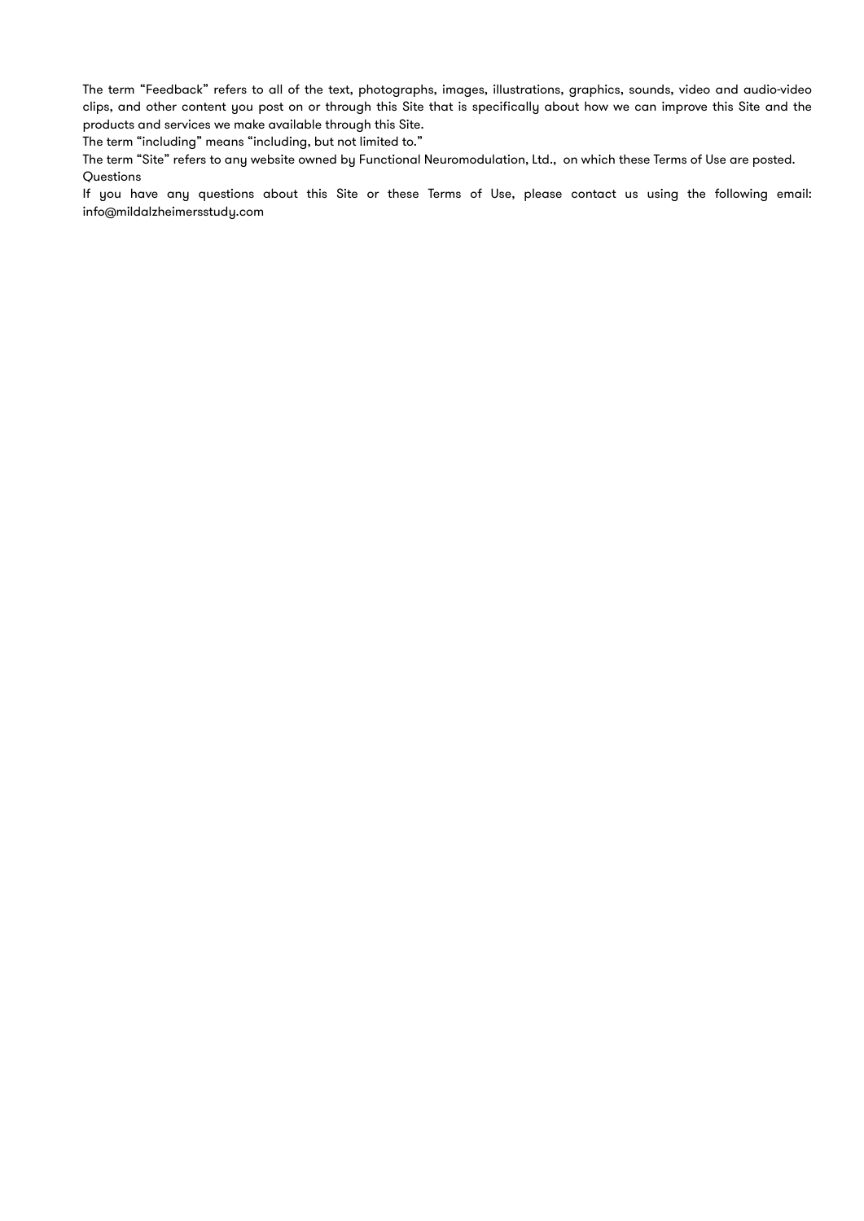The term “Feedback” refers to all of the text, photographs, images, illustrations, graphics, sounds, video and audio-video clips, and other content you post on or through this Site that is specifically about how we can improve this Site and the products and services we make available through this Site.

The term “including” means “including, but not limited to.”

The term “Site” refers to any website owned by Functional Neuromodulation, Ltd., on which these Terms of Use are posted.

## Questions

If you have any questions about this Site or these Terms of Use, please contact us using the following email: info@mildalzheimersstudy.com